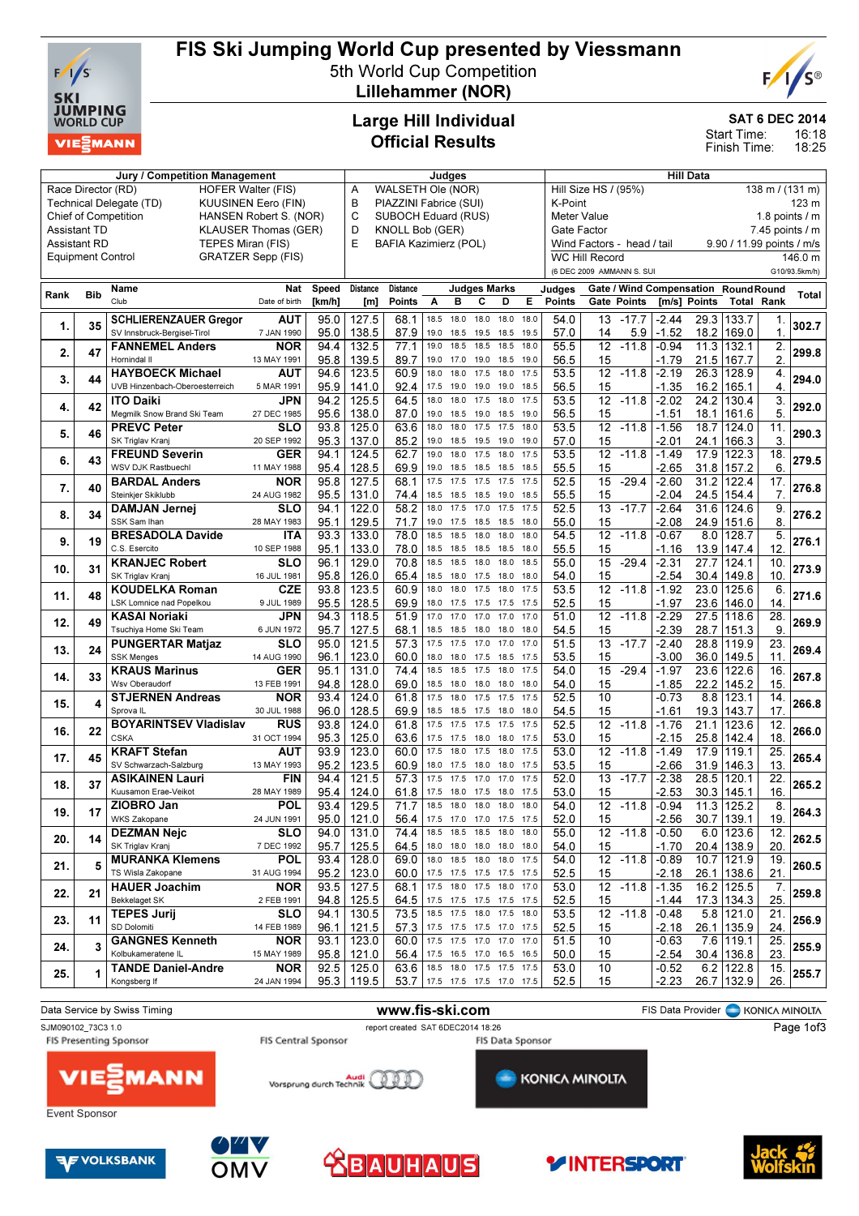# FIS Ski Jumping World Cup presented by Viessmann

## 5th World Cup Competition
## Lillehammer (NOR)

## Large Hill Individual
## Official Results

SAT 6 DEC 2014
Start Time: 16:18
Finish Time: 18:25

| Jury / Competition Management | | Judges | | Hill Data | |
|---|---|---|---|---|---|
| Race Director (RD) | HOFER Walter (FIS) | A | WALSETH Ole (NOR) | Hill Size HS / (95%) | 138 m / (131 m) |
| Technical Delegate (TD) | KUUSINEN Eero (FIN) | B | PIAZZINI Fabrice (SUI) | K-Point | 123 m |
| Chief of Competition | HANSEN Robert S. (NOR) | C | SUBOCH Eduard (RUS) | Meter Value | 1.8 points / m |
| Assistant TD | KLAUSER Thomas (GER) | D | KNOLL Bob (GER) | Gate Factor | 7.45 points / m |
| Assistant RD | TEPES Miran (FIS) | E | BAFIA Kazimierz (POL) | Wind Factors - head / tail | 9.90 / 11.99 points / m/s |
| Equipment Control | GRATZER Sepp (FIS) | | | WC Hill Record | 146.0 m |
| | | | | (6 DEC 2009 AMMANN S. SUI | G10/93.5km/h) |

| Rank | Bib | Name / Club | Nat / Date of birth | Speed [km/h] | Distance [m] | Distance Points | A | B | C | D | E | Judges Points | Gate | Gate Points | Wind [m/s] | Wind Points | Round Total | Round Rank | Total |
|---|---|---|---|---|---|---|---|---|---|---|---|---|---|---|---|---|---|---|---|
| 1. | 35 | SCHLIERENZAUER Gregor | AUT | 95.0 | 127.5 | 68.1 | 18.5 | 18.0 | 18.0 | 18.0 | 18.0 | 54.0 | 13 | -17.7 | -2.44 | 29.3 | 133.7 | 1. | 302.7 |
| | | SV Innsbruck-Bergisel-Tirol | 7 JAN 1990 | 95.0 | 138.5 | 87.9 | 19.0 | 18.5 | 19.5 | 18.5 | 19.5 | 57.0 | 14 | 5.9 | -1.52 | 18.2 | 169.0 | 1. | |
| 2. | 47 | FANNEMEL Anders | NOR | 94.4 | 132.5 | 77.1 | 19.0 | 18.5 | 18.5 | 18.5 | 18.0 | 55.5 | 12 | -11.8 | -0.94 | 11.3 | 132.1 | 2. | 299.8 |
| | | Hornindal Il | 13 MAY 1991 | 95.8 | 139.5 | 89.7 | 19.0 | 17.0 | 19.0 | 18.5 | 19.0 | 56.5 | 15 | | -1.79 | 21.5 | 167.7 | 2. | |
| 3. | 44 | HAYBOECK Michael | AUT | 94.6 | 123.5 | 60.9 | 18.0 | 18.0 | 17.5 | 18.0 | 17.5 | 53.5 | 12 | -11.8 | -2.19 | 26.3 | 128.9 | 4. | 294.0 |
| | | UVB Hinzenbach-Oberoesterreich | 5 MAR 1991 | 95.9 | 141.0 | 92.4 | 17.5 | 19.0 | 19.0 | 19.0 | 18.5 | 56.5 | 15 | | -1.35 | 16.2 | 165.1 | 4. | |
| 4. | 42 | ITO Daiki | JPN | 94.2 | 125.5 | 64.5 | 18.0 | 18.0 | 17.5 | 18.0 | 17.5 | 53.5 | 12 | -11.8 | -2.02 | 24.2 | 130.4 | 3. | 292.0 |
| | | Megmilk Snow Brand Ski Team | 27 DEC 1985 | 95.6 | 138.0 | 87.0 | 19.0 | 18.5 | 19.0 | 18.5 | 19.0 | 56.5 | 15 | | -1.51 | 18.1 | 161.6 | 5. | |
| 5. | 46 | PREVC Peter | SLO | 93.8 | 125.0 | 63.6 | 18.0 | 18.0 | 17.5 | 17.5 | 18.0 | 53.5 | 12 | -11.8 | -1.56 | 18.7 | 124.0 | 11. | 290.3 |
| | | SK Triglav Kranj | 20 SEP 1992 | 95.3 | 137.0 | 85.2 | 19.0 | 18.5 | 19.5 | 19.0 | 19.0 | 57.0 | 15 | | -2.01 | 24.1 | 166.3 | 3. | |
| 6. | 43 | FREUND Severin | GER | 94.1 | 124.5 | 62.7 | 19.0 | 18.0 | 17.5 | 18.0 | 17.5 | 53.5 | 12 | -11.8 | -1.49 | 17.9 | 122.3 | 18. | 279.5 |
| | | WSV DJK Rastbuechl | 11 MAY 1988 | 95.4 | 128.5 | 69.9 | 19.0 | 18.5 | 18.5 | 18.5 | 18.5 | 55.5 | 15 | | -2.65 | 31.8 | 157.2 | 6. | |
| 7. | 40 | BARDAL Anders | NOR | 95.8 | 127.5 | 68.1 | 17.5 | 17.5 | 17.5 | 17.5 | 17.5 | 52.5 | 15 | -29.4 | -2.60 | 31.2 | 122.4 | 17. | 276.8 |
| | | Steinkjer Skiklubb | 24 AUG 1982 | 95.5 | 131.0 | 74.4 | 18.5 | 18.5 | 18.5 | 19.0 | 18.5 | 55.5 | 15 | | -2.04 | 24.5 | 154.4 | 7. | |
| 8. | 34 | DAMJAN Jernej | SLO | 95.1 | 122.0 | 58.2 | 18.0 | 17.5 | 17.0 | 17.5 | 17.5 | 52.5 | 13 | -17.7 | -2.64 | 31.6 | 124.6 | 9. | 276.2 |
| | | SSK Sam Ihan | 28 MAY 1983 | 95.1 | 129.5 | 71.7 | 19.0 | 17.5 | 18.5 | 18.5 | 18.0 | 55.0 | 15 | | -2.08 | 24.9 | 151.6 | 8. | |
| 9. | 19 | BRESADOLA Davide | ITA | 93.3 | 133.0 | 78.0 | 18.5 | 18.5 | 18.0 | 18.0 | 18.0 | 54.5 | 12 | -11.8 | -0.67 | 8.0 | 128.7 | 5. | 276.1 |
| | | C.S. Esercito | 10 SEP 1988 | 95.1 | 133.0 | 78.0 | 18.5 | 18.5 | 18.0 | 18.5 | 18.5 | 55.5 | 15 | | -1.16 | 13.9 | 147.4 | 12. | |
| 10. | 31 | KRANJEC Robert | SLO | 96.1 | 129.0 | 70.8 | 18.5 | 18.5 | 18.0 | 18.0 | 18.5 | 55.0 | 15 | -29.4 | -2.31 | 27.7 | 124.1 | 10. | 273.9 |
| | | SK Triglav Kranj | 16 JUL 1981 | 95.8 | 126.0 | 65.4 | 18.5 | 18.0 | 17.5 | 18.0 | 18.0 | 54.0 | 15 | | -2.54 | 30.4 | 149.8 | 10. | |
| 11. | 48 | KOUDELKA Roman | CZE | 93.8 | 123.5 | 60.9 | 18.0 | 18.0 | 17.5 | 18.0 | 17.5 | 53.5 | 12 | -11.8 | -1.92 | 23.0 | 125.6 | 6. | 271.6 |
| | | LSK Lomnice nad Popelkou | 9 JUL 1989 | 95.5 | 128.5 | 69.9 | 18.0 | 17.5 | 17.5 | 17.5 | 17.5 | 52.5 | 15 | | -1.97 | 23.6 | 146.0 | 14. | |
| 12. | 49 | KASAI Noriaki | JPN | 94.3 | 118.5 | 51.9 | 17.0 | 17.0 | 17.0 | 17.0 | 17.0 | 51.0 | 12 | -11.8 | -2.29 | 27.5 | 118.6 | 28. | 269.9 |
| | | Tsuchiya Home Ski Team | 6 JUN 1972 | 95.7 | 127.5 | 68.1 | 18.5 | 18.5 | 18.0 | 18.0 | 18.0 | 54.5 | 15 | | -2.39 | 28.7 | 151.3 | 9. | |
| 13. | 24 | PUNGERTAR Matjaz | SLO | 95.0 | 121.5 | 57.3 | 17.5 | 17.5 | 17.0 | 17.0 | 17.0 | 51.5 | 13 | -17.7 | -2.40 | 28.8 | 119.9 | 23. | 269.4 |
| | | SSK Menges | 14 AUG 1990 | 96.1 | 123.0 | 60.0 | 18.0 | 18.0 | 17.5 | 18.5 | 17.5 | 53.5 | 15 | | -3.00 | 36.0 | 149.5 | 11. | |
| 14. | 33 | KRAUS Marinus | GER | 95.1 | 131.0 | 74.4 | 18.5 | 18.5 | 17.5 | 18.0 | 17.5 | 54.0 | 15 | -29.4 | -1.97 | 23.6 | 122.6 | 16. | 267.8 |
| | | Wsv Oberaudorf | 13 FEB 1991 | 94.8 | 128.0 | 69.0 | 18.5 | 18.0 | 18.0 | 18.0 | 18.0 | 54.0 | 15 | | -1.85 | 22.2 | 145.2 | 15. | |
| 15. | 4 | STJERNEN Andreas | NOR | 93.4 | 124.0 | 61.8 | 17.5 | 18.0 | 17.5 | 17.5 | 17.5 | 52.5 | 10 | | -0.73 | 8.8 | 123.1 | 14. | 266.8 |
| | | Sprova IL | 30 JUL 1988 | 96.0 | 128.5 | 69.9 | 18.0 | 18.5 | 18.0 | 17.5 | 18.0 | 54.5 | 15 | | -1.61 | 19.3 | 143.7 | 17. | |
| 16. | 22 | BOYARINTSEV Vladislav | RUS | 93.8 | 124.0 | 61.8 | 17.5 | 17.5 | 17.5 | 17.5 | 17.5 | 52.5 | 12 | -11.8 | -1.76 | 21.1 | 123.6 | 12. | 266.0 |
| | | CSKA | 31 OCT 1994 | 95.3 | 125.0 | 63.6 | 17.5 | 17.5 | 18.0 | 18.0 | 17.5 | 53.0 | 15 | | -2.15 | 25.8 | 142.4 | 18. | |
| 17. | 45 | KRAFT Stefan | AUT | 93.9 | 123.0 | 60.0 | 17.5 | 18.0 | 17.5 | 18.0 | 17.5 | 53.0 | 12 | -11.8 | -1.49 | 17.9 | 119.1 | 25. | 265.4 |
| | | SV Schwarzach-Salzburg | 13 MAY 1993 | 95.2 | 123.5 | 60.9 | 18.0 | 17.5 | 18.0 | 18.0 | 17.5 | 53.5 | 15 | | -2.66 | 31.9 | 146.3 | 13. | |
| 18. | 37 | ASIKAINEN Lauri | FIN | 94.4 | 121.5 | 57.3 | 17.5 | 17.5 | 17.0 | 17.0 | 17.5 | 52.0 | 13 | -17.7 | -2.38 | 28.5 | 120.1 | 22. | 265.2 |
| | | Kuusamon Erae-Veikot | 28 MAY 1989 | 95.4 | 124.0 | 61.8 | 17.5 | 18.0 | 17.5 | 18.0 | 17.5 | 53.0 | 15 | | -2.53 | 30.3 | 145.1 | 16. | |
| 19. | 17 | ZIOBRO Jan | POL | 93.4 | 129.5 | 71.7 | 18.5 | 18.0 | 18.0 | 18.0 | 18.0 | 54.0 | 12 | -11.8 | -0.94 | 11.3 | 125.2 | 8. | 264.3 |
| | | WKS Zakopane | 24 JUN 1991 | 95.0 | 121.0 | 56.4 | 17.5 | 17.0 | 17.5 | 17.5 | 17.5 | 52.0 | 15 | | -2.56 | 30.7 | 139.1 | 19. | |
| 20. | 14 | DEZMAN Nejc | SLO | 94.0 | 131.0 | 74.4 | 18.5 | 18.5 | 18.5 | 18.0 | 18.0 | 55.0 | 12 | -11.8 | -0.50 | 6.0 | 123.6 | 12. | 262.5 |
| | | SK Triglav Kranj | 7 DEC 1992 | 95.7 | 125.5 | 64.5 | 18.0 | 18.0 | 18.0 | 18.0 | 18.0 | 54.0 | 15 | | -1.70 | 20.4 | 138.9 | 20. | |
| 21. | 5 | MURANKA Klemens | POL | 93.4 | 128.0 | 69.0 | 18.0 | 18.5 | 18.0 | 18.0 | 17.5 | 54.0 | 12 | -11.8 | -0.89 | 10.7 | 121.9 | 19. | 260.5 |
| | | TS Wisla Zakopane | 31 AUG 1994 | 95.2 | 123.0 | 60.0 | 17.5 | 17.5 | 17.5 | 17.5 | 17.5 | 52.5 | 15 | | -2.18 | 26.1 | 138.6 | 21. | |
| 22. | 21 | HAUER Joachim | NOR | 93.5 | 127.5 | 68.1 | 17.5 | 18.0 | 17.5 | 18.0 | 17.5 | 53.0 | 12 | -11.8 | -1.35 | 16.2 | 125.5 | 7. | 259.8 |
| | | Bekkelaget SK | 2 FEB 1991 | 94.8 | 125.5 | 64.5 | 17.5 | 17.5 | 17.5 | 17.5 | 17.5 | 52.5 | 15 | | -1.44 | 17.3 | 134.3 | 25. | |
| 23. | 11 | TEPES Jurij | SLO | 94.1 | 130.5 | 73.5 | 18.5 | 17.5 | 18.0 | 17.5 | 18.0 | 53.5 | 12 | -11.8 | -0.48 | 5.8 | 121.0 | 21. | 256.9 |
| | | SD Dolomiti | 14 FEB 1989 | 96.1 | 121.5 | 57.3 | 17.5 | 17.5 | 17.5 | 17.0 | 17.5 | 52.5 | 15 | | -2.18 | 26.1 | 135.9 | 24. | |
| 24. | 3 | GANGNES Kenneth | NOR | 93.1 | 123.0 | 60.0 | 17.5 | 17.5 | 17.0 | 17.0 | 17.0 | 51.5 | 10 | | -0.63 | 7.6 | 119.1 | 25. | 255.9 |
| | | Kolbukameratene IL | 15 MAY 1989 | 95.8 | 121.0 | 56.4 | 17.5 | 16.5 | 17.0 | 16.5 | 16.5 | 50.0 | 15 | | -2.54 | 30.4 | 136.8 | 23. | |
| 25. | 1 | TANDE Daniel-Andre | NOR | 92.5 | 125.0 | 63.6 | 18.5 | 18.0 | 17.5 | 17.5 | 17.5 | 53.0 | 10 | | -0.52 | 6.2 | 122.8 | 15. | 255.7 |
| | | Kongsberg If | 24 JAN 1994 | 95.3 | 119.5 | 53.7 | 17.5 | 17.5 | 17.5 | 17.0 | 17.5 | 52.5 | 15 | | -2.23 | 26.7 | 132.9 | 26. | |

Data Service by Swiss Timing — www.fis-ski.com — FIS Data Provider KONICA MINOLTA

SJM090102_73C3 1.0 — report created SAT 6DEC2014 18:26

FIS Presenting Sponsor: VIESSMANN — FIS Central Sponsor: Audi Vorsprung durch Technik — FIS Data Sponsor: KONICA MINOLTA

Event Sponsor: VOLKSBANK, OMV, BAUHAUS, INTERSPORT, Jack Wolfskin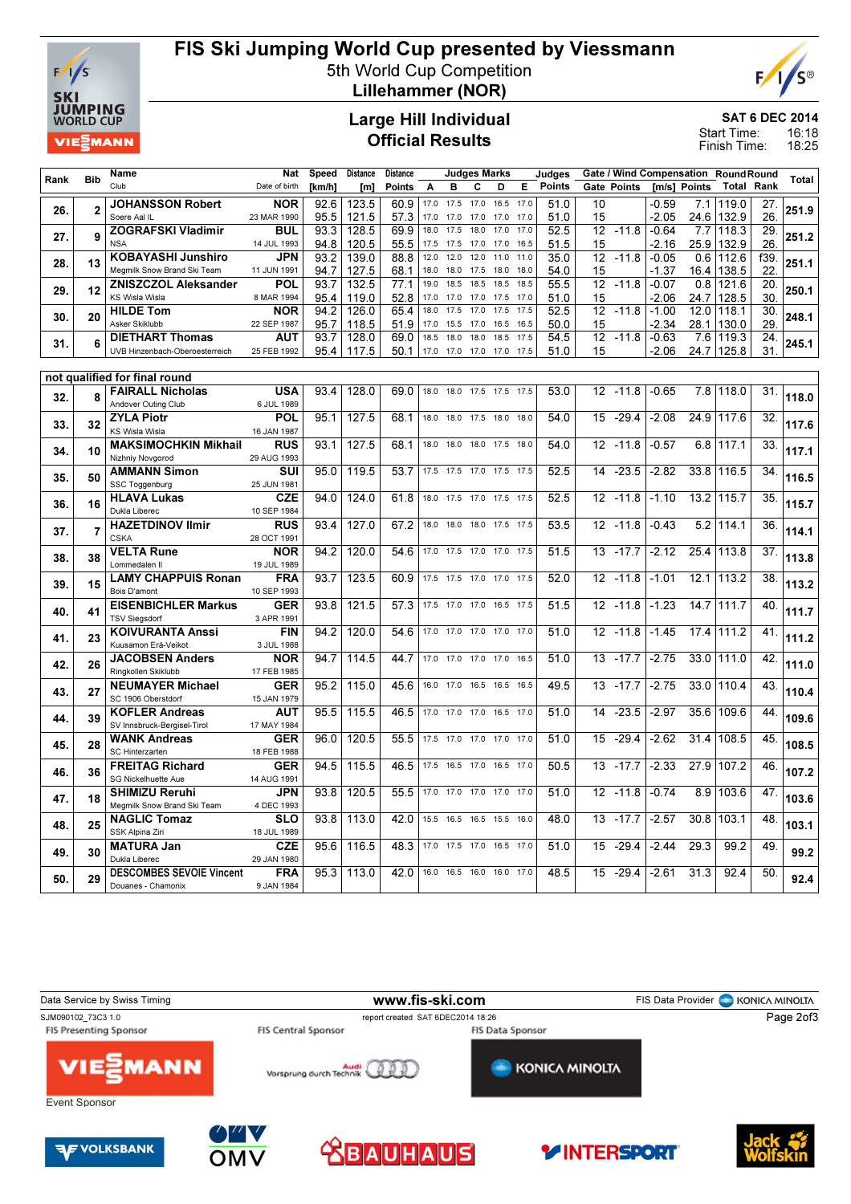# FIS Ski Jumping World Cup presented by Viessmann

5th World Cup Competition

**Lillehammer (NOR)**

## Large Hill Individual
## Official Results

SAT 6 DEC 2014

Start Time: 16:18

Finish Time: 18:25

| Rank | Bib | Name / Club | Nat / Date of birth | Speed [km/h] | Distance [m] | Distance Points | A | B | C | D | E | Judges Points | Gate | Gate Points | Wind [m/s] | Wind Points | Round Total | Round Rank | Total |
|---|---|---|---|---|---|---|---|---|---|---|---|---|---|---|---|---|---|---|---|
| 26. | 2 | JOHANSSON Robert | NOR | 92.6 | 123.5 | 60.9 | 17.0 | 17.5 | 17.0 | 16.5 | 17.0 | 51.0 | 10 | | -0.59 | 7.1 | 119.0 | 27. | 251.9 |
| | | Soere Aal IL | 23 MAR 1990 | 95.5 | 121.5 | 57.3 | 17.0 | 17.0 | 17.0 | 17.0 | 17.0 | 51.0 | 15 | | -2.05 | 24.6 | 132.9 | 26. | |
| 27. | 9 | ZOGRAFSKI Vladimir | BUL | 93.3 | 128.5 | 69.9 | 18.0 | 17.5 | 18.0 | 17.0 | 17.0 | 52.5 | 12 | -11.8 | -0.64 | 7.7 | 118.3 | 29. | 251.2 |
| | | NSA | 14 JUL 1993 | 94.8 | 120.5 | 55.5 | 17.5 | 17.5 | 17.0 | 17.0 | 16.5 | 51.5 | 15 | | -2.16 | 25.9 | 132.9 | 26. | |
| 28. | 13 | KOBAYASHI Junshiro | JPN | 93.2 | 139.0 | 88.8 | 12.0 | 12.0 | 12.0 | 11.0 | 11.0 | 35.0 | 12 | -11.8 | -0.05 | 0.6 | 112.6 | f39. | 251.1 |
| | | Megmilk Snow Brand Ski Team | 11 JUN 1991 | 94.7 | 127.5 | 68.1 | 18.0 | 18.0 | 17.5 | 18.0 | 18.0 | 54.0 | 15 | | -1.37 | 16.4 | 138.5 | 22. | |
| 29. | 12 | ZNISZCZOL Aleksander | POL | 93.7 | 132.5 | 77.1 | 19.0 | 18.5 | 18.5 | 18.5 | 18.5 | 55.5 | 12 | -11.8 | -0.07 | 0.8 | 121.6 | 20. | 250.1 |
| | | KS Wisla Wisla | 8 MAR 1994 | 95.4 | 119.0 | 52.8 | 17.0 | 17.0 | 17.0 | 17.5 | 17.0 | 51.0 | 15 | | -2.06 | 24.7 | 128.5 | 30. | |
| 30. | 20 | HILDE Tom | NOR | 94.2 | 126.0 | 65.4 | 18.0 | 17.5 | 17.0 | 17.5 | 17.5 | 52.5 | 12 | -11.8 | -1.00 | 12.0 | 118.1 | 30. | 248.1 |
| | | Asker Skiklubb | 22 SEP 1987 | 95.7 | 118.5 | 51.9 | 17.0 | 15.5 | 17.0 | 16.5 | 16.5 | 50.0 | 15 | | -2.34 | 28.1 | 130.0 | 29. | |
| 31. | 6 | DIETHART Thomas | AUT | 93.7 | 128.0 | 69.0 | 18.5 | 18.0 | 18.0 | 18.5 | 17.5 | 54.5 | 12 | -11.8 | -0.63 | 7.6 | 119.3 | 24. | 245.1 |
| | | UVB Hinzenbach-Oberoesterreich | 25 FEB 1992 | 95.4 | 117.5 | 50.1 | 17.0 | 17.0 | 17.0 | 17.0 | 17.5 | 51.0 | 15 | | -2.06 | 24.7 | 125.8 | 31. | |

**not qualified for final round**

| Rank | Bib | Name / Club | Nat / Date of birth | Speed [km/h] | Distance [m] | Distance Points | A | B | C | D | E | Judges Points | Gate | Gate Points | Wind [m/s] | Wind Points | Round Total | Round Rank | Total |
|---|---|---|---|---|---|---|---|---|---|---|---|---|---|---|---|---|---|---|---|
| 32. | 8 | FAIRALL Nicholas / Andover Outing Club | USA / 6 JUL 1989 | 93.4 | 128.0 | 69.0 | 18.0 | 18.0 | 17.5 | 17.5 | 17.5 | 53.0 | 12 | -11.8 | -0.65 | 7.8 | 118.0 | 31. | 118.0 |
| 33. | 32 | ZYLA Piotr / KS Wisla Wisla | POL / 16 JAN 1987 | 95.1 | 127.5 | 68.1 | 18.0 | 18.0 | 17.5 | 18.0 | 18.0 | 54.0 | 15 | -29.4 | -2.08 | 24.9 | 117.6 | 32. | 117.6 |
| 34. | 10 | MAKSIMOCHKIN Mikhail / Nizhniy Novgorod | RUS / 29 AUG 1993 | 93.1 | 127.5 | 68.1 | 18.0 | 18.0 | 18.0 | 17.5 | 18.0 | 54.0 | 12 | -11.8 | -0.57 | 6.8 | 117.1 | 33. | 117.1 |
| 35. | 50 | AMMANN Simon / SSC Toggenburg | SUI / 25 JUN 1981 | 95.0 | 119.5 | 53.7 | 17.5 | 17.5 | 17.0 | 17.5 | 17.5 | 52.5 | 14 | -23.5 | -2.82 | 33.8 | 116.5 | 34. | 116.5 |
| 36. | 16 | HLAVA Lukas / Dukla Liberec | CZE / 10 SEP 1984 | 94.0 | 124.0 | 61.8 | 18.0 | 17.5 | 17.0 | 17.5 | 17.5 | 52.5 | 12 | -11.8 | -1.10 | 13.2 | 115.7 | 35. | 115.7 |
| 37. | 7 | HAZETDINOV Ilmir / CSKA | RUS / 28 OCT 1991 | 93.4 | 127.0 | 67.2 | 18.0 | 18.0 | 18.0 | 17.5 | 17.5 | 53.5 | 12 | -11.8 | -0.43 | 5.2 | 114.1 | 36. | 114.1 |
| 38. | 38 | VELTA Rune / Lommedalen Il | NOR / 19 JUL 1989 | 94.2 | 120.0 | 54.6 | 17.0 | 17.5 | 17.0 | 17.0 | 17.5 | 51.5 | 13 | -17.7 | -2.12 | 25.4 | 113.8 | 37. | 113.8 |
| 39. | 15 | LAMY CHAPPUIS Ronan / Bois D'amont | FRA / 10 SEP 1993 | 93.7 | 123.5 | 60.9 | 17.5 | 17.5 | 17.0 | 17.0 | 17.5 | 52.0 | 12 | -11.8 | -1.01 | 12.1 | 113.2 | 38. | 113.2 |
| 40. | 41 | EISENBICHLER Markus / TSV Siegsdorf | GER / 3 APR 1991 | 93.8 | 121.5 | 57.3 | 17.5 | 17.0 | 17.0 | 16.5 | 17.5 | 51.5 | 12 | -11.8 | -1.23 | 14.7 | 111.7 | 40. | 111.7 |
| 41. | 23 | KOIVURANTA Anssi / Kuusamon Erä-Veikot | FIN / 3 JUL 1988 | 94.2 | 120.0 | 54.6 | 17.0 | 17.0 | 17.0 | 17.0 | 17.0 | 51.0 | 12 | -11.8 | -1.45 | 17.4 | 111.2 | 41. | 111.2 |
| 42. | 26 | JACOBSEN Anders / Ringkollen Skiklubb | NOR / 17 FEB 1985 | 94.7 | 114.5 | 44.7 | 17.0 | 17.0 | 17.0 | 17.0 | 16.5 | 51.0 | 13 | -17.7 | -2.75 | 33.0 | 111.0 | 42. | 111.0 |
| 43. | 27 | NEUMAYER Michael / SC 1906 Oberstdorf | GER / 15 JAN 1979 | 95.2 | 115.0 | 45.6 | 16.0 | 17.0 | 16.5 | 16.5 | 16.5 | 49.5 | 13 | -17.7 | -2.75 | 33.0 | 110.4 | 43. | 110.4 |
| 44. | 39 | KOFLER Andreas / SV Innsbruck-Bergisel-Tirol | AUT / 17 MAY 1984 | 95.5 | 115.5 | 46.5 | 17.0 | 17.0 | 17.0 | 16.5 | 17.0 | 51.0 | 14 | -23.5 | -2.97 | 35.6 | 109.6 | 44. | 109.6 |
| 45. | 28 | WANK Andreas / SC Hinterzarten | GER / 18 FEB 1988 | 96.0 | 120.5 | 55.5 | 17.5 | 17.0 | 17.0 | 17.0 | 17.0 | 51.0 | 15 | -29.4 | -2.62 | 31.4 | 108.5 | 45. | 108.5 |
| 46. | 36 | FREITAG Richard / SG Nickelhuette Aue | GER / 14 AUG 1991 | 94.5 | 115.5 | 46.5 | 17.5 | 16.5 | 17.0 | 16.5 | 17.0 | 50.5 | 13 | -17.7 | -2.33 | 27.9 | 107.2 | 46. | 107.2 |
| 47. | 18 | SHIMIZU Reruhi / Megmilk Snow Brand Ski Team | JPN / 4 DEC 1993 | 93.8 | 120.5 | 55.5 | 17.0 | 17.0 | 17.0 | 17.0 | 17.0 | 51.0 | 12 | -11.8 | -0.74 | 8.9 | 103.6 | 47. | 103.6 |
| 48. | 25 | NAGLIC Tomaz / SSK Alpina Ziri | SLO / 18 JUL 1989 | 93.8 | 113.0 | 42.0 | 15.5 | 16.5 | 16.5 | 15.5 | 16.0 | 48.0 | 13 | -17.7 | -2.57 | 30.8 | 103.1 | 48. | 103.1 |
| 49. | 30 | MATURA Jan / Dukla Liberec | CZE / 29 JAN 1980 | 95.6 | 116.5 | 48.3 | 17.0 | 17.5 | 17.0 | 16.5 | 17.0 | 51.0 | 15 | -29.4 | -2.44 | 29.3 | 99.2 | 49. | 99.2 |
| 50. | 29 | DESCOMBES SEVOIE Vincent / Douanes - Chamonix | FRA / 9 JAN 1984 | 95.3 | 113.0 | 42.0 | 16.0 | 16.5 | 16.0 | 16.0 | 17.0 | 48.5 | 15 | -29.4 | -2.61 | 31.3 | 92.4 | 50. | 92.4 |

Data Service by Swiss Timing — www.fis-ski.com — FIS Data Provider KONICA MINOLTA

SJM090102_73C3 1.0 — report created SAT 6DEC2014 18:26

FIS Presenting Sponsor: VIESSMANN — FIS Central Sponsor: Audi — FIS Data Sponsor: KONICA MINOLTA

Event Sponsor: VOLKSBANK, OMV, BAUHAUS, INTERSPORT, Jack Wolfskin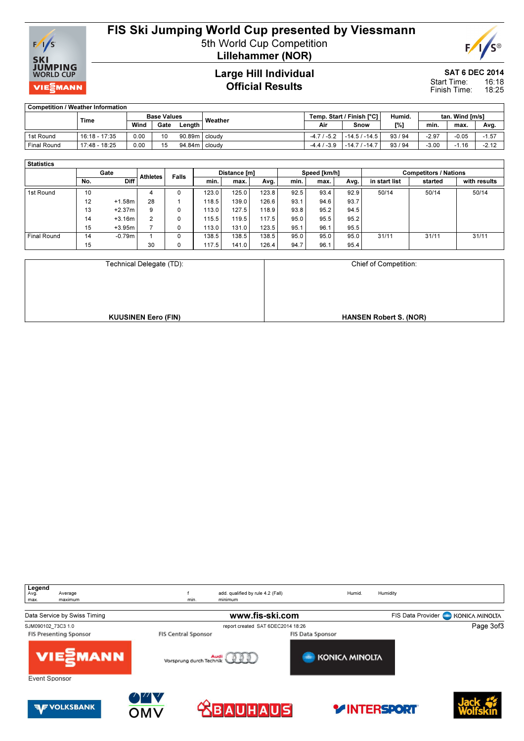# FIS Ski Jumping World Cup presented by Viessmann

5th World Cup Competition

**Lillehammer (NOR)**

## Large Hill Individual
## Official Results

**SAT 6 DEC 2014**
Start Time: 16:18
Finish Time: 18:25

**Competition / Weather Information**

| | Time | Base Values | | | Weather | Temp. Start / Finish [°C] | | Humid. | tan. Wind [m/s] | | |
|---|---|---|---|---|---|---|---|---|---|---|---|
| | | Wind | Gate | Length | | Air | Snow | [%] | min. | max. | Avg. |
| 1st Round | 16:18 - 17:35 | 0.00 | 10 | 90.89m | cloudy | -4.7 / -5.2 | -14.5 / -14.5 | 93 / 94 | -2.97 | -0.05 | -1.57 |
| Final Round | 17:48 - 18:25 | 0.00 | 15 | 94.84m | cloudy | -4.4 / -3.9 | -14.7 / -14.7 | 93 / 94 | -3.00 | -1.16 | -2.12 |

**Statistics**

| | Gate | | Athletes | Falls | Distance [m] | | | Speed [km/h] | | | Competitors / Nations | | |
|---|---|---|---|---|---|---|---|---|---|---|---|---|---|
| | No. | Diff | | | min. | max. | Avg. | min. | max. | Avg. | in start list | started | with results |
| 1st Round | 10 | | 4 | 0 | 123.0 | 125.0 | 123.8 | 92.5 | 93.4 | 92.9 | 50/14 | 50/14 | 50/14 |
| | 12 | +1.58m | 28 | 1 | 118.5 | 139.0 | 126.6 | 93.1 | 94.6 | 93.7 | | | |
| | 13 | +2.37m | 9 | 0 | 113.0 | 127.5 | 118.9 | 93.8 | 95.2 | 94.5 | | | |
| | 14 | +3.16m | 2 | 0 | 115.5 | 119.5 | 117.5 | 95.0 | 95.5 | 95.2 | | | |
| | 15 | +3.95m | 7 | 0 | 113.0 | 131.0 | 123.5 | 95.1 | 96.1 | 95.5 | | | |
| Final Round | 14 | -0.79m | 1 | 0 | 138.5 | 138.5 | 138.5 | 95.0 | 95.0 | 95.0 | 31/11 | 31/11 | 31/11 |
| | 15 | | 30 | 0 | 117.5 | 141.0 | 126.4 | 94.7 | 96.1 | 95.4 | | | |

| Technical Delegate (TD): | Chief of Competition: |
|---|---|
| **KUUSINEN Eero (FIN)** | **HANSEN Robert S. (NOR)** |

**Legend**

| | | | | | |
|---|---|---|---|---|---|
| Avg. | Average | f | add. qualified by rule 4.2 (Fall) | Humid. | Humidity |
| max. | maximum | min. | minimum | | |

Data Service by Swiss Timing — www.fis-ski.com — FIS Data Provider KONICA MINOLTA

SJM090102_73C3 1.0 — report created SAT 6DEC2014 18:26

FIS Presenting Sponsor: VIESSMANN — FIS Central Sponsor: Audi Vorsprung durch Technik — FIS Data Sponsor: KONICA MINOLTA

Event Sponsor: VOLKSBANK, OMV, BAUHAUS, INTERSPORT, Jack Wolfskin